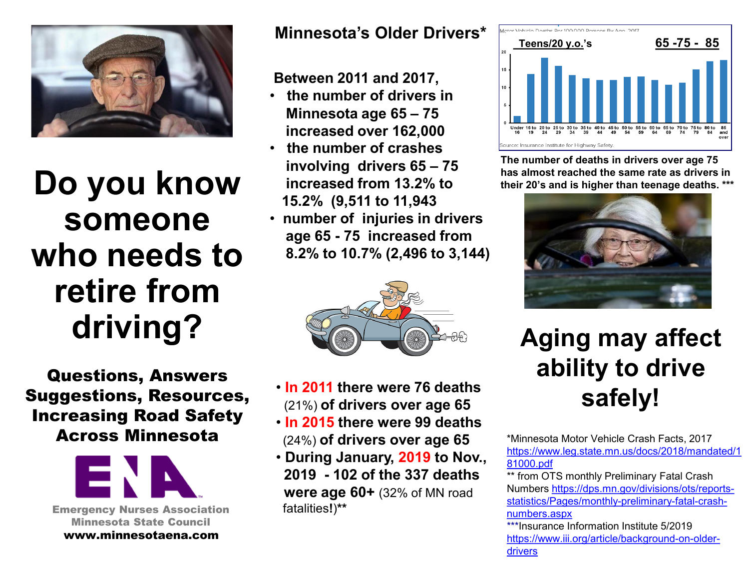# Do you know someone who needs to retire from driving?

**Questions, Answers Suggestions, Resources, Increasing Road Safety Across Minnesota**

Emergency Nurses Association
Minnesota State Council
**www.minnesotaena.com**

## Minnesota's Older Drivers*

**Between 2011 and 2017,**

- **the number of drivers in Minnesota age 65 – 75 increased over 162,000**
- **the number of crashes involving drivers 65 – 75 increased from 13.2% to 15.2% (9,511 to 11,943**
- **number of injuries in drivers age 65 - 75 increased from 8.2% to 10.7% (2,496 to 3,144)**

- **In 2011 there were 76 deaths** (21%) **of drivers over age 65**
- **In 2015 there were 99 deaths** (24%) **of drivers over age 65**
- **During January, 2019 to Nov., 2019 - 102 of the 337 deaths were age 60+** (32% of MN road fatalities**!**)**

Motor Vehicle Deaths Per 100,000 Persons By Age, 2017

**Teens/20 y.o.'s** — **65 -75 - 85**

Source: Insurance Institute for Highway Safety.

**The number of deaths in drivers over age 75 has almost reached the same rate as drivers in their 20's and is higher than teenage deaths. *****

# Aging may affect ability to drive safely!

*Minnesota Motor Vehicle Crash Facts, 2017
https://www.leg.state.mn.us/docs/2018/mandated/181000.pdf

** from OTS monthly Preliminary Fatal Crash Numbers https://dps.mn.gov/divisions/ots/reports-statistics/Pages/monthly-preliminary-fatal-crash-numbers.aspx

***Insurance Information Institute 5/2019
https://www.iii.org/article/background-on-older-drivers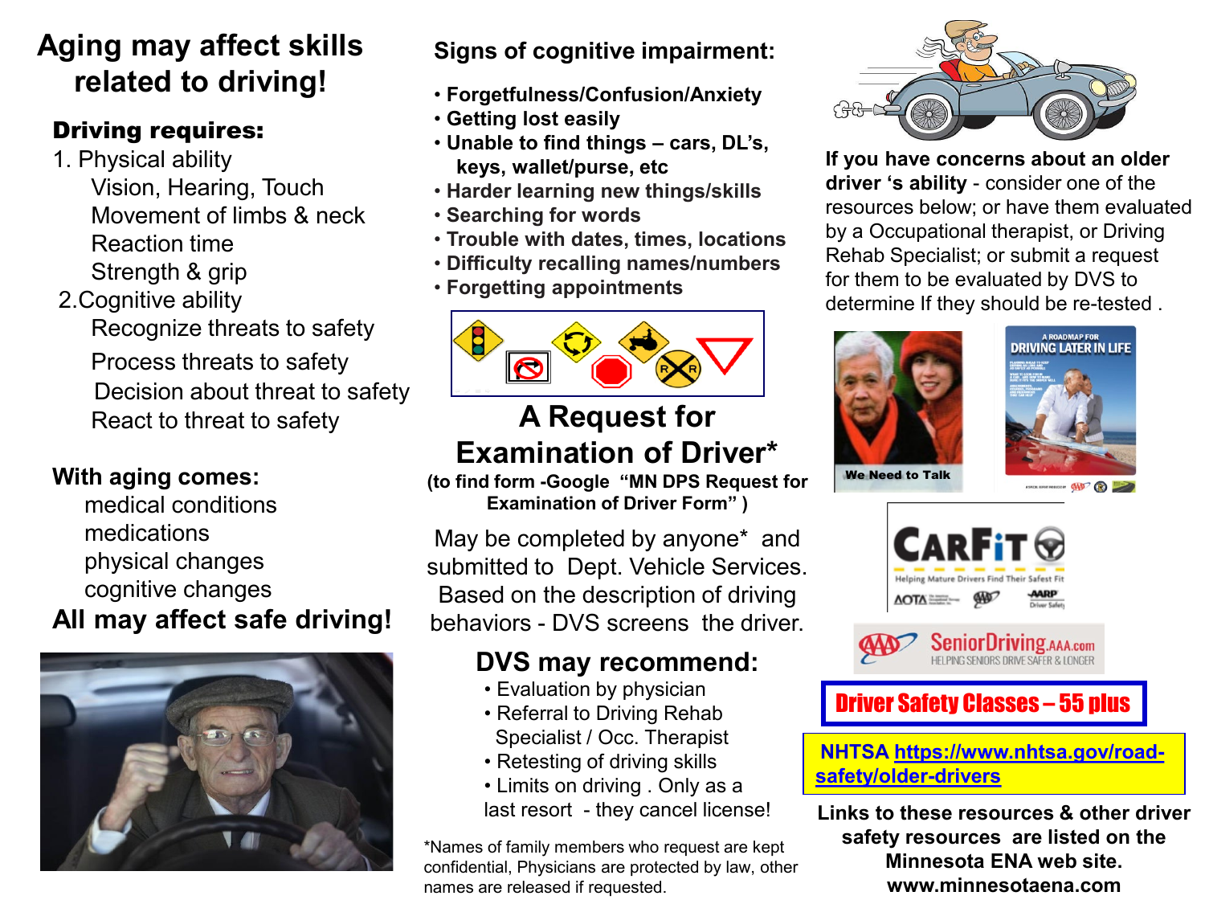# Aging may affect skills related to driving!

## Driving requires:

1. Physical ability
   - Vision, Hearing, Touch
   - Movement of limbs & neck
   - Reaction time
   - Strength & grip
2. Cognitive ability
   - Recognize threats to safety
   - Process threats to safety
   - Decision about threat to safety
   - React to threat to safety

## With aging comes:

- medical conditions
- medications
- physical changes
- cognitive changes

**All may affect safe driving!**

## Signs of cognitive impairment:

- **Forgetfulness/Confusion/Anxiety**
- **Getting lost easily**
- **Unable to find things – cars, DL's, keys, wallet/purse, etc**
- **Harder learning new things/skills**
- **Searching for words**
- **Trouble with dates, times, locations**
- **Difficulty recalling names/numbers**
- **Forgetting appointments**

# A Request for Examination of Driver*

**(to find form -Google "MN DPS Request for Examination of Driver Form" )**

May be completed by anyone* and submitted to Dept. Vehicle Services. Based on the description of driving behaviors - DVS screens the driver.

## DVS may recommend:

- Evaluation by physician
- Referral to Driving Rehab Specialist / Occ. Therapist
- Retesting of driving skills
- Limits on driving . Only as a last resort - they cancel license!

*Names of family members who request are kept confidential, Physicians are protected by law, other names are released if requested.

**If you have concerns about an older driver 's ability** - consider one of the resources below; or have them evaluated by a Occupational therapist, or Driving Rehab Specialist; or submit a request for them to be evaluated by DVS to determine If they should be re-tested .

We Need to Talk

A ROADMAP FOR DRIVING LATER IN LIFE

CARFIT – Helping Mature Drivers Find Their Safest Fit – AOTA, AAA, AARP Driver Safety

SeniorDriving.AAA.com – HELPING SENIORS DRIVE SAFER & LONGER

**Driver Safety Classes – 55 plus**

**NHTSA https://www.nhtsa.gov/road-safety/older-drivers**

**Links to these resources & other driver safety resources are listed on the Minnesota ENA web site. www.minnesotaena.com**